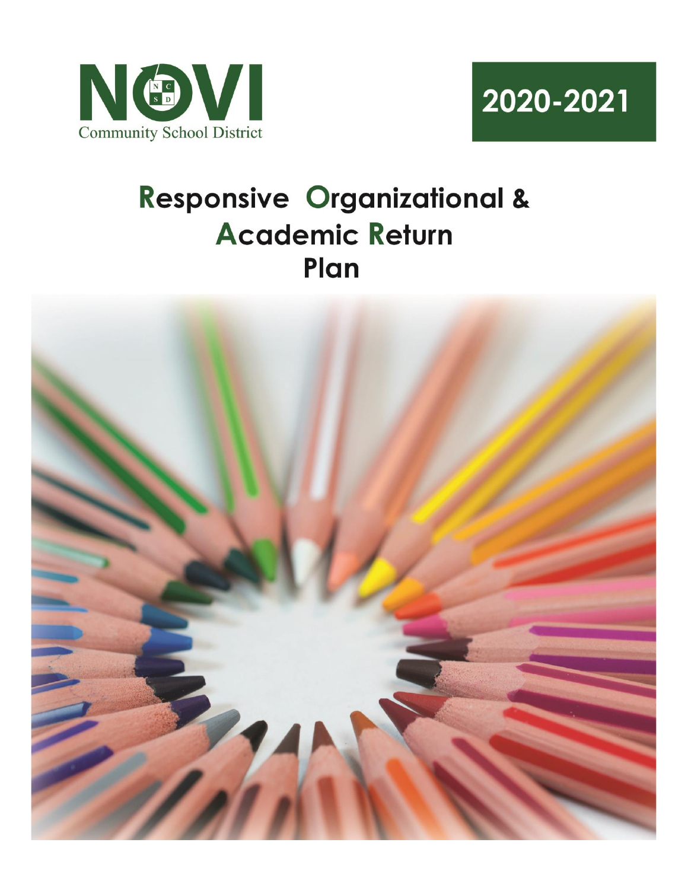NOVI Community School District

2020-2021

# Responsive Organizational & Academic Return Plan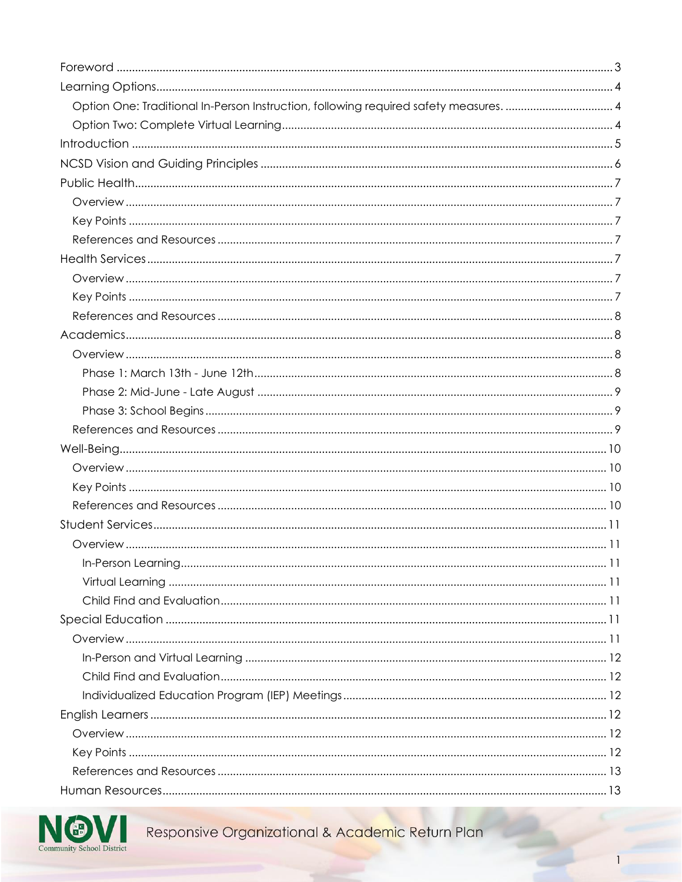- Foreword ... 3
- Learning Options ... 4
  - Option One: Traditional In-Person Instruction, following required safety measures. ... 4
  - Option Two: Complete Virtual Learning ... 4
- Introduction ... 5
- NCSD Vision and Guiding Principles ... 6
- Public Health ... 7
  - Overview ... 7
  - Key Points ... 7
  - References and Resources ... 7
- Health Services ... 7
  - Overview ... 7
  - Key Points ... 7
  - References and Resources ... 8
- Academics ... 8
  - Overview ... 8
    - Phase 1: March 13th - June 12th ... 8
    - Phase 2: Mid-June - Late August ... 9
    - Phase 3: School Begins ... 9
  - References and Resources ... 9
- Well-Being ... 10
  - Overview ... 10
  - Key Points ... 10
  - References and Resources ... 10
- Student Services ... 11
  - Overview ... 11
    - In-Person Learning ... 11
    - Virtual Learning ... 11
    - Child Find and Evaluation ... 11
- Special Education ... 11
  - Overview ... 11
    - In-Person and Virtual Learning ... 12
    - Child Find and Evaluation ... 12
    - Individualized Education Program (IEP) Meetings ... 12
- English Learners ... 12
  - Overview ... 12
  - Key Points ... 12
  - References and Resources ... 13
- Human Resources ... 13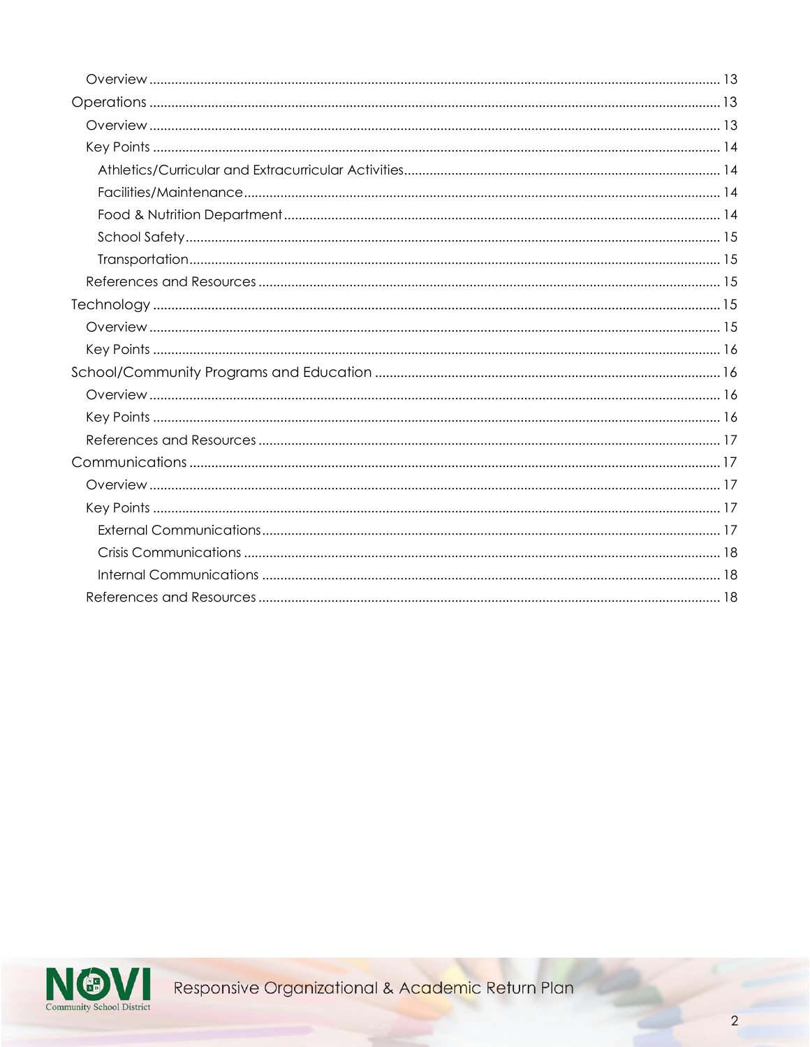- Overview ........ 13

- Operations ........ 13
  - Overview ........ 13
  - Key Points ........ 14
    - Athletics/Curricular and Extracurricular Activities ........ 14
    - Facilities/Maintenance ........ 14
    - Food & Nutrition Department ........ 14
    - School Safety ........ 15
    - Transportation ........ 15
  - References and Resources ........ 15
- Technology ........ 15
  - Overview ........ 15
  - Key Points ........ 16
- School/Community Programs and Education ........ 16
  - Overview ........ 16
  - Key Points ........ 16
  - References and Resources ........ 17
- Communications ........ 17
  - Overview ........ 17
  - Key Points ........ 17
    - External Communications ........ 17
    - Crisis Communications ........ 18
    - Internal Communications ........ 18
  - References and Resources ........ 18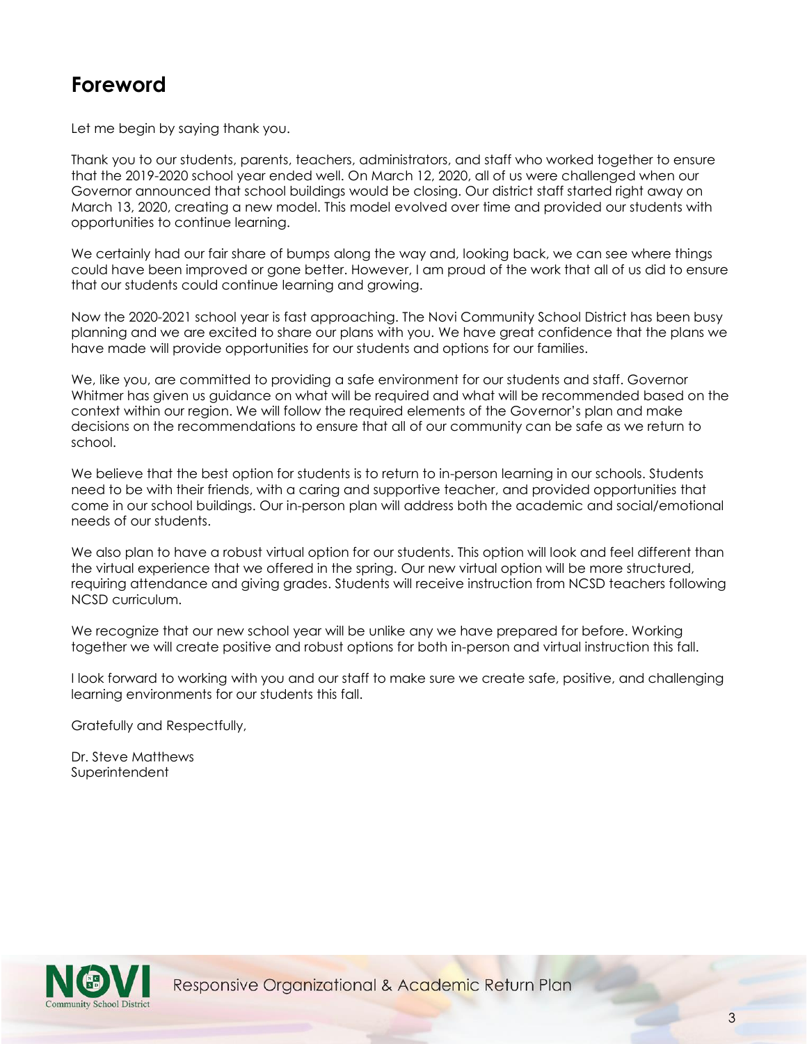# Foreword

Let me begin by saying thank you.

Thank you to our students, parents, teachers, administrators, and staff who worked together to ensure that the 2019-2020 school year ended well. On March 12, 2020, all of us were challenged when our Governor announced that school buildings would be closing. Our district staff started right away on March 13, 2020, creating a new model. This model evolved over time and provided our students with opportunities to continue learning.

We certainly had our fair share of bumps along the way and, looking back, we can see where things could have been improved or gone better. However, I am proud of the work that all of us did to ensure that our students could continue learning and growing.

Now the 2020-2021 school year is fast approaching. The Novi Community School District has been busy planning and we are excited to share our plans with you. We have great confidence that the plans we have made will provide opportunities for our students and options for our families.

We, like you, are committed to providing a safe environment for our students and staff. Governor Whitmer has given us guidance on what will be required and what will be recommended based on the context within our region. We will follow the required elements of the Governor's plan and make decisions on the recommendations to ensure that all of our community can be safe as we return to school.

We believe that the best option for students is to return to in-person learning in our schools. Students need to be with their friends, with a caring and supportive teacher, and provided opportunities that come in our school buildings. Our in-person plan will address both the academic and social/emotional needs of our students.

We also plan to have a robust virtual option for our students. This option will look and feel different than the virtual experience that we offered in the spring. Our new virtual option will be more structured, requiring attendance and giving grades. Students will receive instruction from NCSD teachers following NCSD curriculum.

We recognize that our new school year will be unlike any we have prepared for before. Working together we will create positive and robust options for both in-person and virtual instruction this fall.

I look forward to working with you and our staff to make sure we create safe, positive, and challenging learning environments for our students this fall.

Gratefully and Respectfully,

Dr. Steve Matthews
Superintendent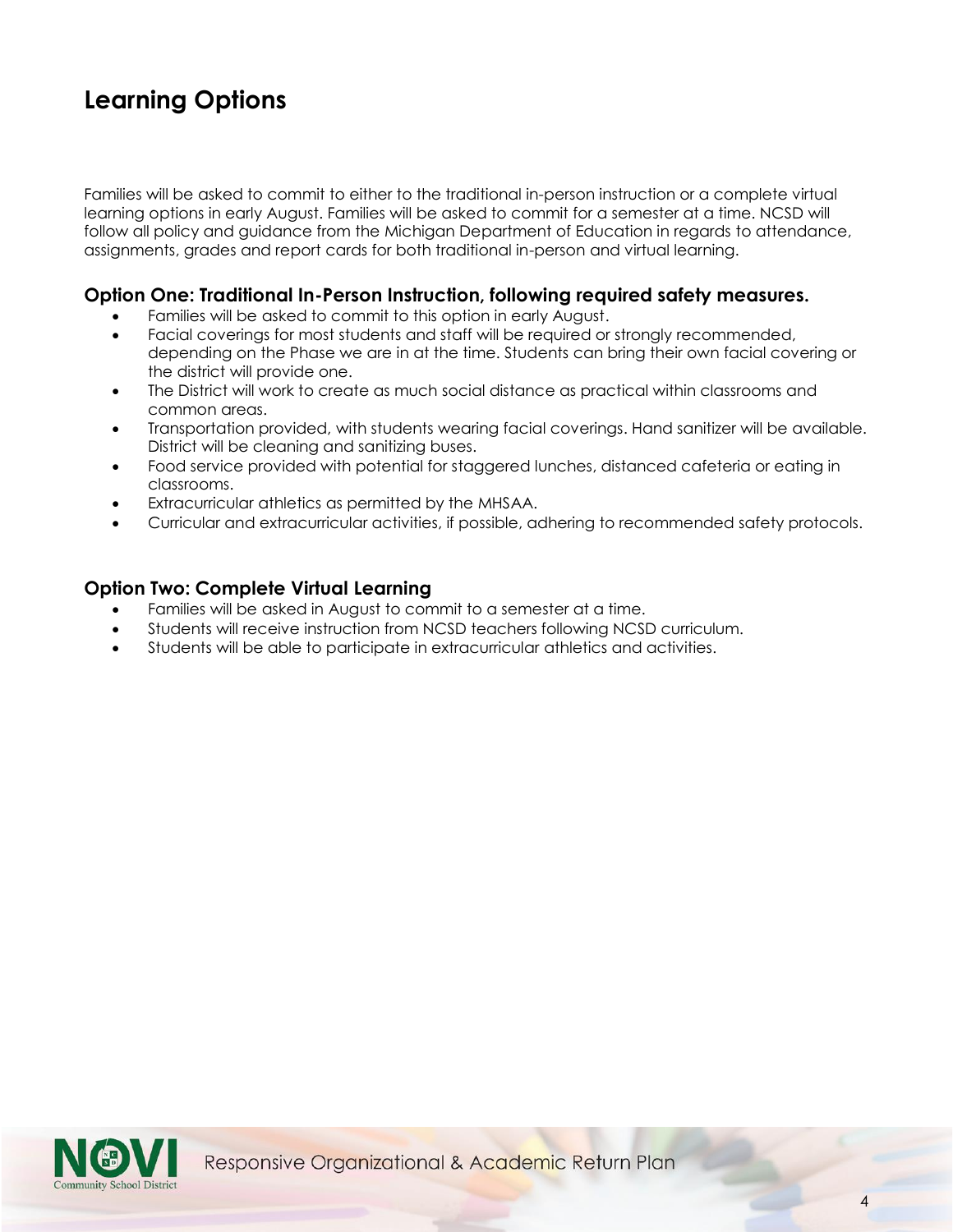# Learning Options

Families will be asked to commit to either to the traditional in-person instruction or a complete virtual learning options in early August. Families will be asked to commit for a semester at a time. NCSD will follow all policy and guidance from the Michigan Department of Education in regards to attendance, assignments, grades and report cards for both traditional in-person and virtual learning.

### Option One: Traditional In-Person Instruction, following required safety measures.

- Families will be asked to commit to this option in early August.
- Facial coverings for most students and staff will be required or strongly recommended, depending on the Phase we are in at the time. Students can bring their own facial covering or the district will provide one.
- The District will work to create as much social distance as practical within classrooms and common areas.
- Transportation provided, with students wearing facial coverings. Hand sanitizer will be available. District will be cleaning and sanitizing buses.
- Food service provided with potential for staggered lunches, distanced cafeteria or eating in classrooms.
- Extracurricular athletics as permitted by the MHSAA.
- Curricular and extracurricular activities, if possible, adhering to recommended safety protocols.

### Option Two: Complete Virtual Learning

- Families will be asked in August to commit to a semester at a time.
- Students will receive instruction from NCSD teachers following NCSD curriculum.
- Students will be able to participate in extracurricular athletics and activities.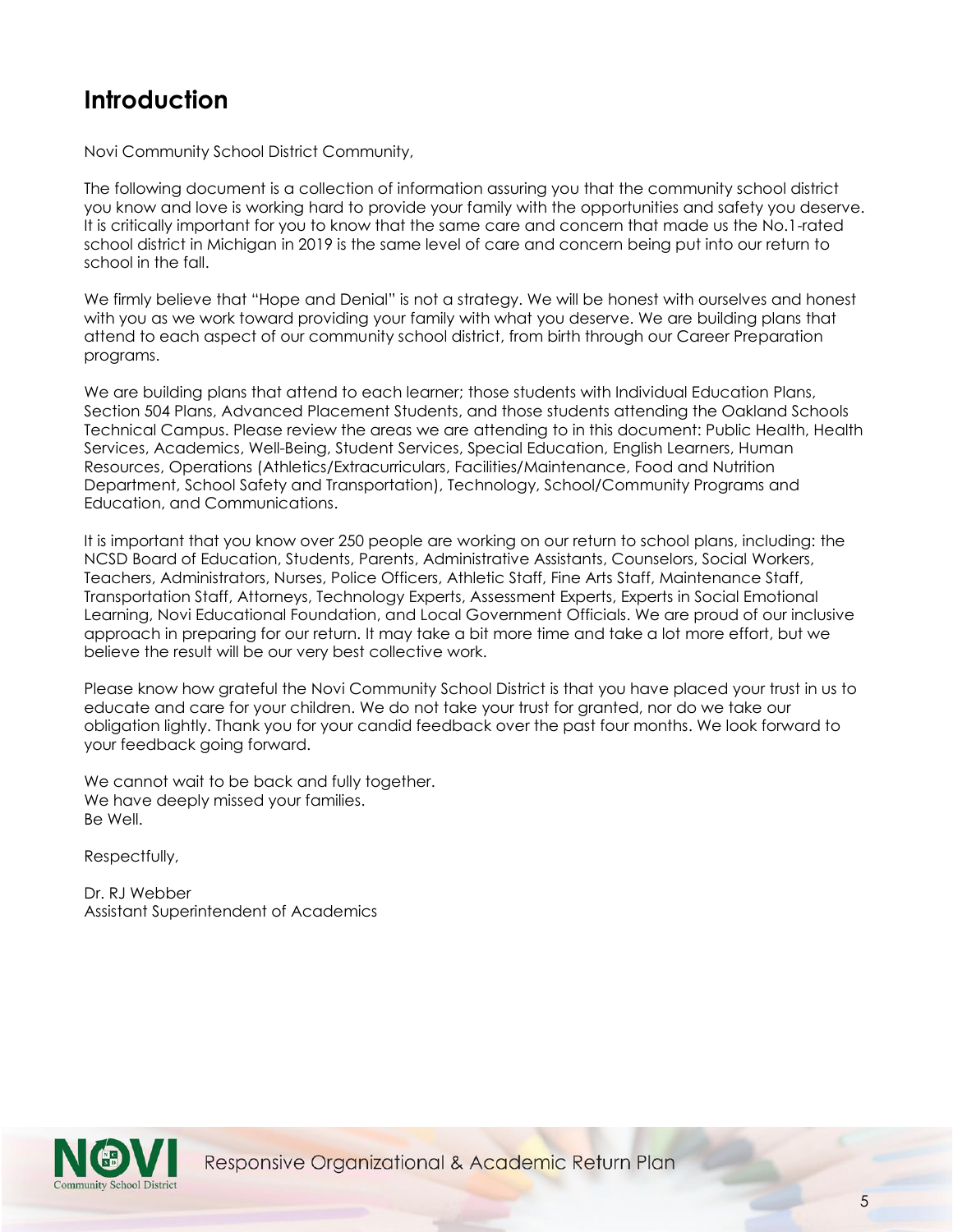# Introduction

Novi Community School District Community,

The following document is a collection of information assuring you that the community school district you know and love is working hard to provide your family with the opportunities and safety you deserve. It is critically important for you to know that the same care and concern that made us the No.1-rated school district in Michigan in 2019 is the same level of care and concern being put into our return to school in the fall.

We firmly believe that "Hope and Denial" is not a strategy. We will be honest with ourselves and honest with you as we work toward providing your family with what you deserve. We are building plans that attend to each aspect of our community school district, from birth through our Career Preparation programs.

We are building plans that attend to each learner; those students with Individual Education Plans, Section 504 Plans, Advanced Placement Students, and those students attending the Oakland Schools Technical Campus. Please review the areas we are attending to in this document: Public Health, Health Services, Academics, Well-Being, Student Services, Special Education, English Learners, Human Resources, Operations (Athletics/Extracurriculars, Facilities/Maintenance, Food and Nutrition Department, School Safety and Transportation), Technology, School/Community Programs and Education, and Communications.

It is important that you know over 250 people are working on our return to school plans, including: the NCSD Board of Education, Students, Parents, Administrative Assistants, Counselors, Social Workers, Teachers, Administrators, Nurses, Police Officers, Athletic Staff, Fine Arts Staff, Maintenance Staff, Transportation Staff, Attorneys, Technology Experts, Assessment Experts, Experts in Social Emotional Learning, Novi Educational Foundation, and Local Government Officials. We are proud of our inclusive approach in preparing for our return. It may take a bit more time and take a lot more effort, but we believe the result will be our very best collective work.

Please know how grateful the Novi Community School District is that you have placed your trust in us to educate and care for your children. We do not take your trust for granted, nor do we take our obligation lightly. Thank you for your candid feedback over the past four months. We look forward to your feedback going forward.

We cannot wait to be back and fully together.
We have deeply missed your families.
Be Well.

Respectfully,

Dr. RJ Webber
Assistant Superintendent of Academics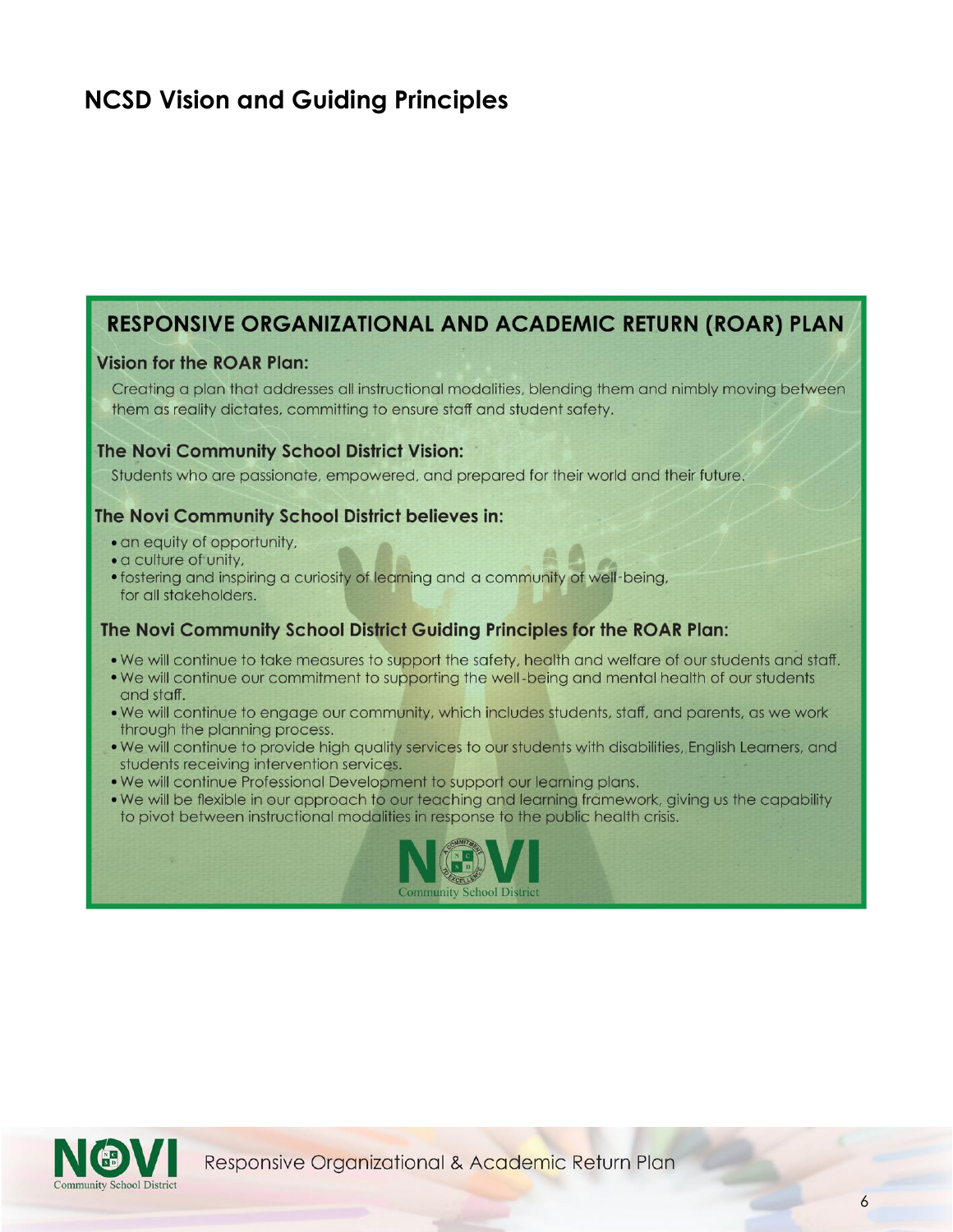## NCSD Vision and Guiding Principles

### RESPONSIVE ORGANIZATIONAL AND ACADEMIC RETURN (ROAR) PLAN

**Vision for the ROAR Plan:**

Creating a plan that addresses all instructional modalities, blending them and nimbly moving between them as reality dictates, committing to ensure staff and student safety.

**The Novi Community School District Vision:**

Students who are passionate, empowered, and prepared for their world and their future.

**The Novi Community School District believes in:**

- an equity of opportunity,
- a culture of unity,
- fostering and inspiring a curiosity of learning and a community of well-being, for all stakeholders.

**The Novi Community School District Guiding Principles for the ROAR Plan:**

- We will continue to take measures to support the safety, health and welfare of our students and staff.
- We will continue our commitment to supporting the well-being and mental health of our students and staff.
- We will continue to engage our community, which includes students, staff, and parents, as we work through the planning process.
- We will continue to provide high quality services to our students with disabilities, English Learners, and students receiving intervention services.
- We will continue Professional Development to support our learning plans.
- We will be flexible in our approach to our teaching and learning framework, giving us the capability to pivot between instructional modalities in response to the public health crisis.

NOVI Community School District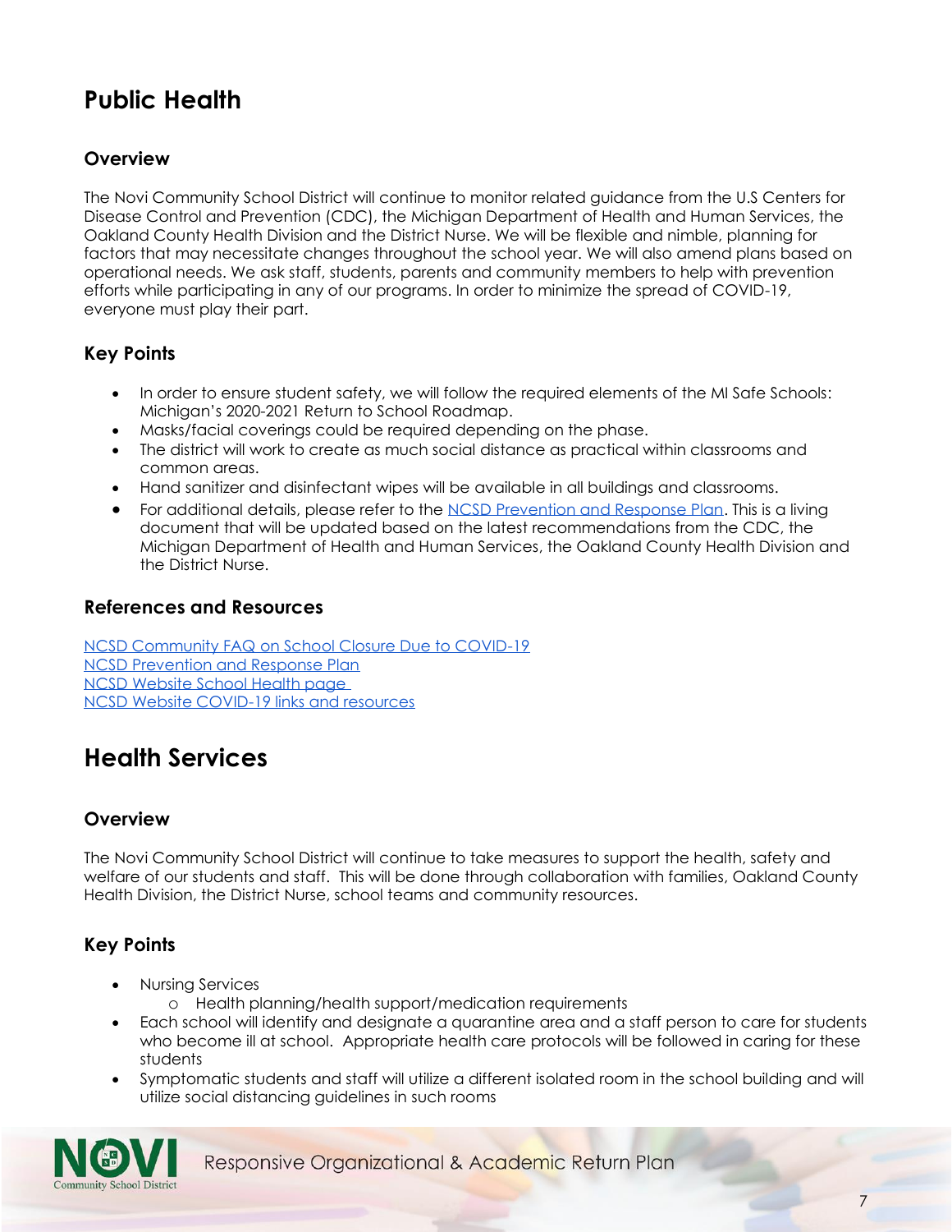# Public Health

## Overview

The Novi Community School District will continue to monitor related guidance from the U.S Centers for Disease Control and Prevention (CDC), the Michigan Department of Health and Human Services, the Oakland County Health Division and the District Nurse. We will be flexible and nimble, planning for factors that may necessitate changes throughout the school year. We will also amend plans based on operational needs. We ask staff, students, parents and community members to help with prevention efforts while participating in any of our programs. In order to minimize the spread of COVID-19, everyone must play their part.

## Key Points

- In order to ensure student safety, we will follow the required elements of the MI Safe Schools: Michigan's 2020-2021 Return to School Roadmap.
- Masks/facial coverings could be required depending on the phase.
- The district will work to create as much social distance as practical within classrooms and common areas.
- Hand sanitizer and disinfectant wipes will be available in all buildings and classrooms.
- For additional details, please refer to the NCSD Prevention and Response Plan. This is a living document that will be updated based on the latest recommendations from the CDC, the Michigan Department of Health and Human Services, the Oakland County Health Division and the District Nurse.

## References and Resources

NCSD Community FAQ on School Closure Due to COVID-19
NCSD Prevention and Response Plan
NCSD Website School Health page
NCSD Website COVID-19 links and resources

# Health Services

## Overview

The Novi Community School District will continue to take measures to support the health, safety and welfare of our students and staff. This will be done through collaboration with families, Oakland County Health Division, the District Nurse, school teams and community resources.

## Key Points

- Nursing Services
  - Health planning/health support/medication requirements
- Each school will identify and designate a quarantine area and a staff person to care for students who become ill at school. Appropriate health care protocols will be followed in caring for these students
- Symptomatic students and staff will utilize a different isolated room in the school building and will utilize social distancing guidelines in such rooms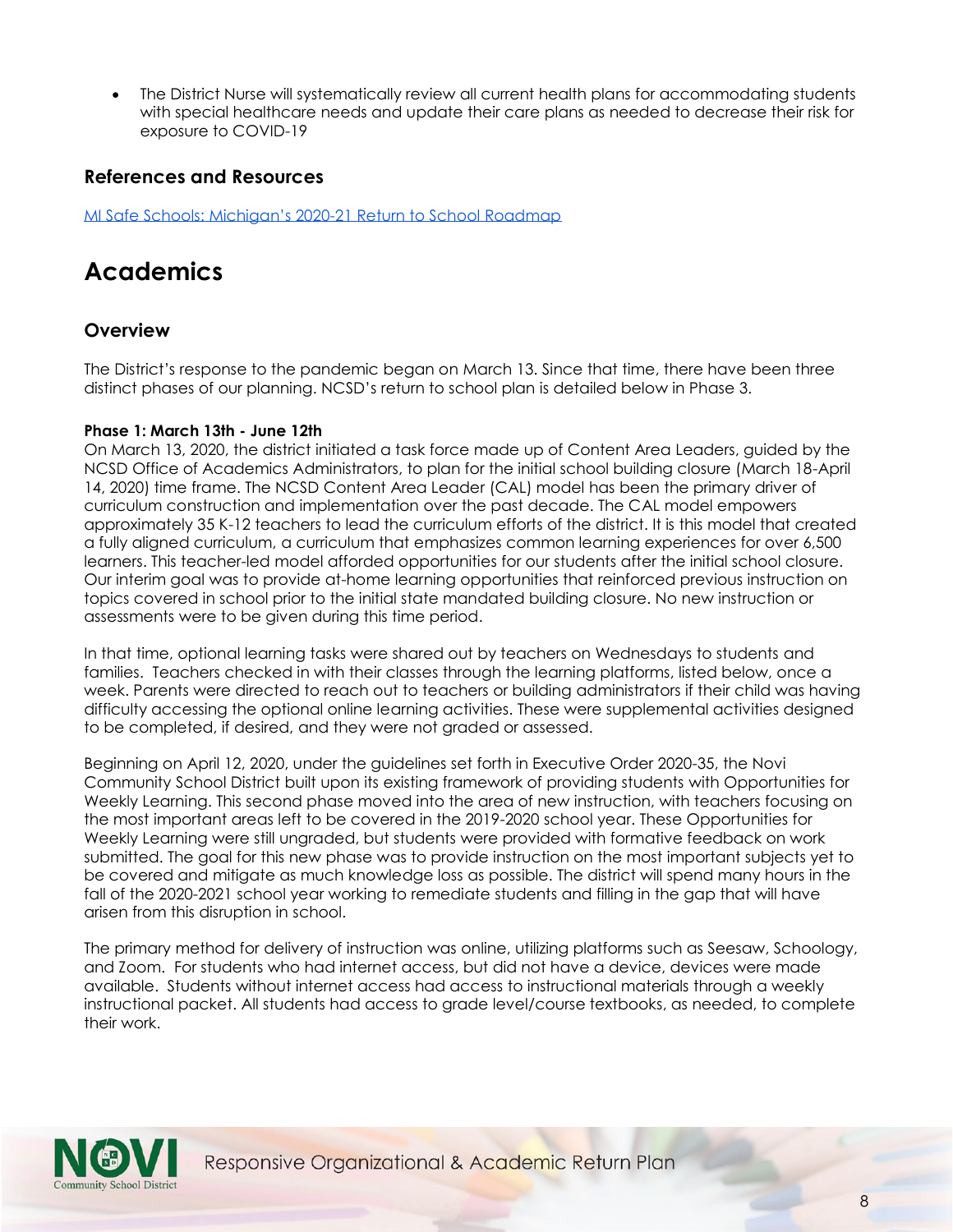- The District Nurse will systematically review all current health plans for accommodating students with special healthcare needs and update their care plans as needed to decrease their risk for exposure to COVID-19

### References and Resources

[MI Safe Schools: Michigan's 2020-21 Return to School Roadmap]()

# Academics

### Overview

The District's response to the pandemic began on March 13. Since that time, there have been three distinct phases of our planning. NCSD's return to school plan is detailed below in Phase 3.

**Phase 1: March 13th - June 12th**

On March 13, 2020, the district initiated a task force made up of Content Area Leaders, guided by the NCSD Office of Academics Administrators, to plan for the initial school building closure (March 18-April 14, 2020) time frame. The NCSD Content Area Leader (CAL) model has been the primary driver of curriculum construction and implementation over the past decade. The CAL model empowers approximately 35 K-12 teachers to lead the curriculum efforts of the district. It is this model that created a fully aligned curriculum, a curriculum that emphasizes common learning experiences for over 6,500 learners. This teacher-led model afforded opportunities for our students after the initial school closure. Our interim goal was to provide at-home learning opportunities that reinforced previous instruction on topics covered in school prior to the initial state mandated building closure. No new instruction or assessments were to be given during this time period.

In that time, optional learning tasks were shared out by teachers on Wednesdays to students and families. Teachers checked in with their classes through the learning platforms, listed below, once a week. Parents were directed to reach out to teachers or building administrators if their child was having difficulty accessing the optional online learning activities. These were supplemental activities designed to be completed, if desired, and they were not graded or assessed.

Beginning on April 12, 2020, under the guidelines set forth in Executive Order 2020-35, the Novi Community School District built upon its existing framework of providing students with Opportunities for Weekly Learning. This second phase moved into the area of new instruction, with teachers focusing on the most important areas left to be covered in the 2019-2020 school year. These Opportunities for Weekly Learning were still ungraded, but students were provided with formative feedback on work submitted. The goal for this new phase was to provide instruction on the most important subjects yet to be covered and mitigate as much knowledge loss as possible. The district will spend many hours in the fall of the 2020-2021 school year working to remediate students and filling in the gap that will have arisen from this disruption in school.

The primary method for delivery of instruction was online, utilizing platforms such as Seesaw, Schoology, and Zoom. For students who had internet access, but did not have a device, devices were made available. Students without internet access had access to instructional materials through a weekly instructional packet. All students had access to grade level/course textbooks, as needed, to complete their work.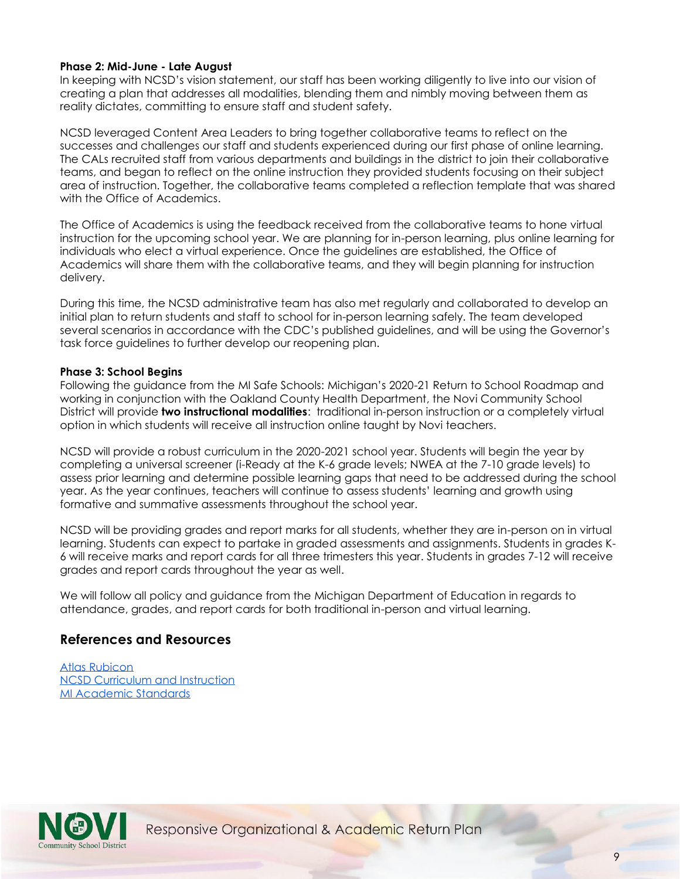**Phase 2: Mid-June - Late August**
In keeping with NCSD's vision statement, our staff has been working diligently to live into our vision of creating a plan that addresses all modalities, blending them and nimbly moving between them as reality dictates, committing to ensure staff and student safety.

NCSD leveraged Content Area Leaders to bring together collaborative teams to reflect on the successes and challenges our staff and students experienced during our first phase of online learning. The CALs recruited staff from various departments and buildings in the district to join their collaborative teams, and began to reflect on the online instruction they provided students focusing on their subject area of instruction. Together, the collaborative teams completed a reflection template that was shared with the Office of Academics.

The Office of Academics is using the feedback received from the collaborative teams to hone virtual instruction for the upcoming school year. We are planning for in-person learning, plus online learning for individuals who elect a virtual experience. Once the guidelines are established, the Office of Academics will share them with the collaborative teams, and they will begin planning for instruction delivery.

During this time, the NCSD administrative team has also met regularly and collaborated to develop an initial plan to return students and staff to school for in-person learning safely. The team developed several scenarios in accordance with the CDC's published guidelines, and will be using the Governor's task force guidelines to further develop our reopening plan.

**Phase 3: School Begins**
Following the guidance from the MI Safe Schools: Michigan's 2020-21 Return to School Roadmap and working in conjunction with the Oakland County Health Department, the Novi Community School District will provide **two instructional modalities**: traditional in-person instruction or a completely virtual option in which students will receive all instruction online taught by Novi teachers.

NCSD will provide a robust curriculum in the 2020-2021 school year. Students will begin the year by completing a universal screener (i-Ready at the K-6 grade levels; NWEA at the 7-10 grade levels) to assess prior learning and determine possible learning gaps that need to be addressed during the school year. As the year continues, teachers will continue to assess students' learning and growth using formative and summative assessments throughout the school year.

NCSD will be providing grades and report marks for all students, whether they are in-person on in virtual learning. Students can expect to partake in graded assessments and assignments. Students in grades K-6 will receive marks and report cards for all three trimesters this year. Students in grades 7-12 will receive grades and report cards throughout the year as well.

We will follow all policy and guidance from the Michigan Department of Education in regards to attendance, grades, and report cards for both traditional in-person and virtual learning.

## References and Resources

Atlas Rubicon
NCSD Curriculum and Instruction
MI Academic Standards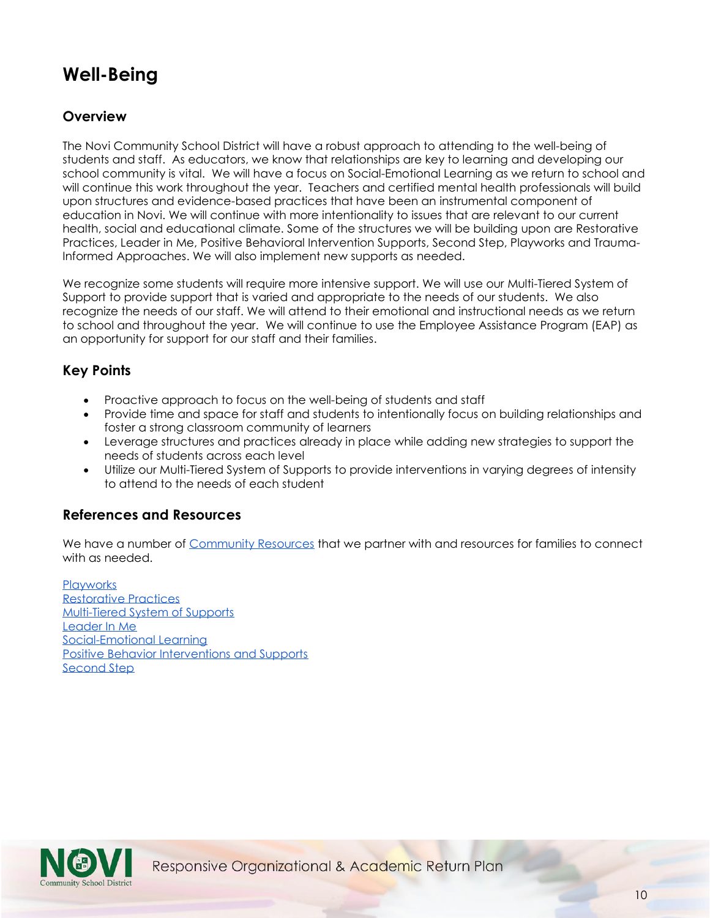# Well-Being

## Overview

The Novi Community School District will have a robust approach to attending to the well-being of students and staff. As educators, we know that relationships are key to learning and developing our school community is vital. We will have a focus on Social-Emotional Learning as we return to school and will continue this work throughout the year. Teachers and certified mental health professionals will build upon structures and evidence-based practices that have been an instrumental component of education in Novi. We will continue with more intentionality to issues that are relevant to our current health, social and educational climate. Some of the structures we will be building upon are Restorative Practices, Leader in Me, Positive Behavioral Intervention Supports, Second Step, Playworks and Trauma-Informed Approaches. We will also implement new supports as needed.

We recognize some students will require more intensive support. We will use our Multi-Tiered System of Support to provide support that is varied and appropriate to the needs of our students. We also recognize the needs of our staff. We will attend to their emotional and instructional needs as we return to school and throughout the year. We will continue to use the Employee Assistance Program (EAP) as an opportunity for support for our staff and their families.

## Key Points

- Proactive approach to focus on the well-being of students and staff
- Provide time and space for staff and students to intentionally focus on building relationships and foster a strong classroom community of learners
- Leverage structures and practices already in place while adding new strategies to support the needs of students across each level
- Utilize our Multi-Tiered System of Supports to provide interventions in varying degrees of intensity to attend to the needs of each student

## References and Resources

We have a number of Community Resources that we partner with and resources for families to connect with as needed.

Playworks
Restorative Practices
Multi-Tiered System of Supports
Leader In Me
Social-Emotional Learning
Positive Behavior Interventions and Supports
Second Step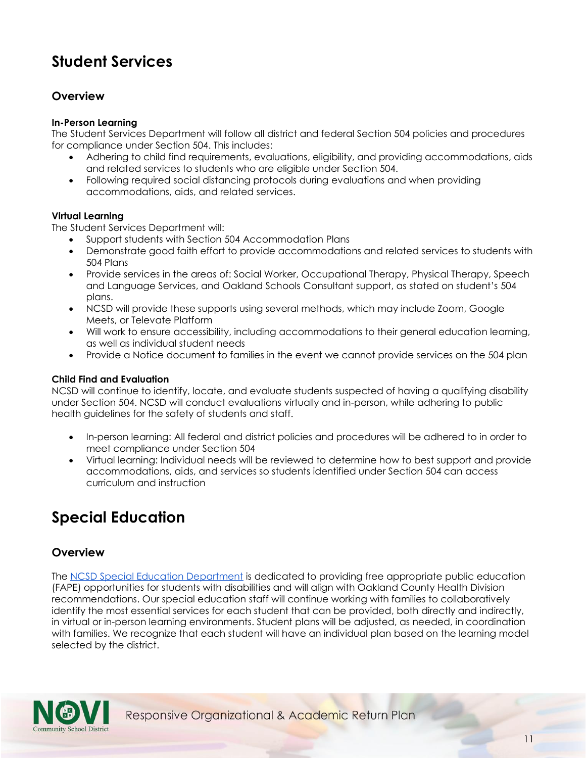# Student Services

## Overview

**In-Person Learning**
The Student Services Department will follow all district and federal Section 504 policies and procedures for compliance under Section 504. This includes:

- Adhering to child find requirements, evaluations, eligibility, and providing accommodations, aids and related services to students who are eligible under Section 504.
- Following required social distancing protocols during evaluations and when providing accommodations, aids, and related services.

**Virtual Learning**
The Student Services Department will:

- Support students with Section 504 Accommodation Plans
- Demonstrate good faith effort to provide accommodations and related services to students with 504 Plans
- Provide services in the areas of: Social Worker, Occupational Therapy, Physical Therapy, Speech and Language Services, and Oakland Schools Consultant support, as stated on student's 504 plans.
- NCSD will provide these supports using several methods, which may include Zoom, Google Meets, or Televate Platform
- Will work to ensure accessibility, including accommodations to their general education learning, as well as individual student needs
- Provide a Notice document to families in the event we cannot provide services on the 504 plan

**Child Find and Evaluation**
NCSD will continue to identify, locate, and evaluate students suspected of having a qualifying disability under Section 504. NCSD will conduct evaluations virtually and in-person, while adhering to public health guidelines for the safety of students and staff.

- In-person learning: All federal and district policies and procedures will be adhered to in order to meet compliance under Section 504
- Virtual learning: Individual needs will be reviewed to determine how to best support and provide accommodations, aids, and services so students identified under Section 504 can access curriculum and instruction

# Special Education

## Overview

The NCSD Special Education Department is dedicated to providing free appropriate public education (FAPE) opportunities for students with disabilities and will align with Oakland County Health Division recommendations. Our special education staff will continue working with families to collaboratively identify the most essential services for each student that can be provided, both directly and indirectly, in virtual or in-person learning environments. Student plans will be adjusted, as needed, in coordination with families. We recognize that each student will have an individual plan based on the learning model selected by the district.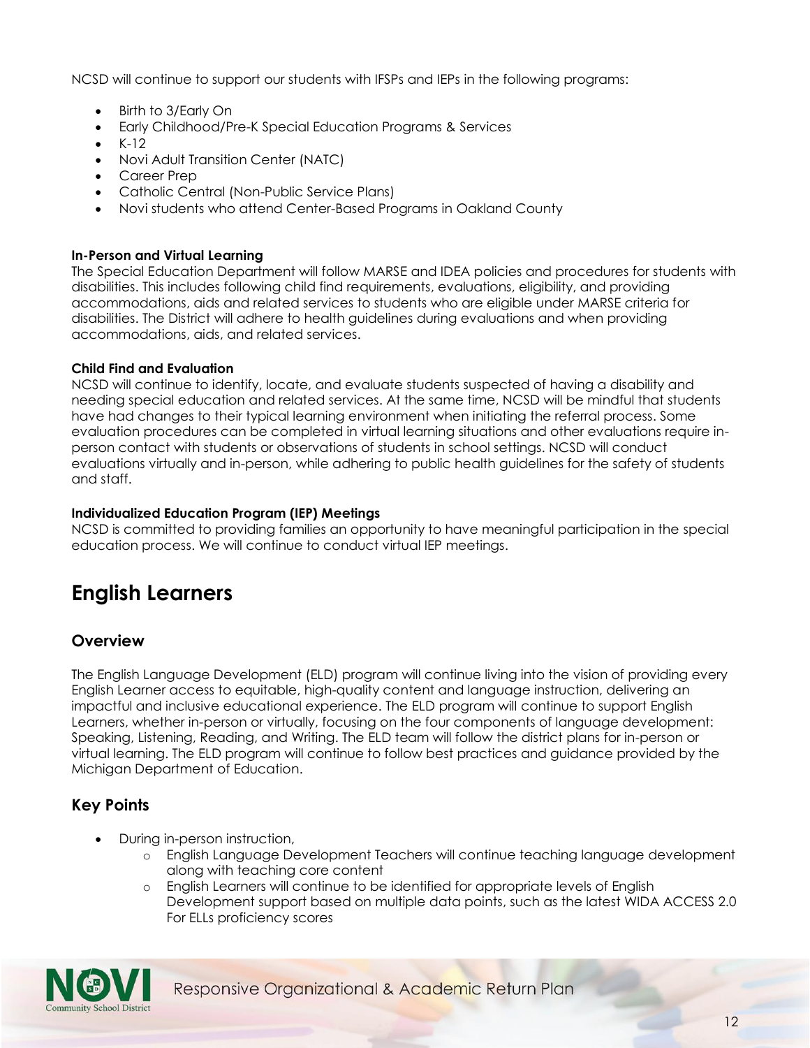NCSD will continue to support our students with IFSPs and IEPs in the following programs:

- Birth to 3/Early On
- Early Childhood/Pre-K Special Education Programs & Services
- K-12
- Novi Adult Transition Center (NATC)
- Career Prep
- Catholic Central (Non-Public Service Plans)
- Novi students who attend Center-Based Programs in Oakland County

**In-Person and Virtual Learning**
The Special Education Department will follow MARSE and IDEA policies and procedures for students with disabilities. This includes following child find requirements, evaluations, eligibility, and providing accommodations, aids and related services to students who are eligible under MARSE criteria for disabilities. The District will adhere to health guidelines during evaluations and when providing accommodations, aids, and related services.

**Child Find and Evaluation**
NCSD will continue to identify, locate, and evaluate students suspected of having a disability and needing special education and related services. At the same time, NCSD will be mindful that students have had changes to their typical learning environment when initiating the referral process. Some evaluation procedures can be completed in virtual learning situations and other evaluations require in-person contact with students or observations of students in school settings. NCSD will conduct evaluations virtually and in-person, while adhering to public health guidelines for the safety of students and staff.

**Individualized Education Program (IEP) Meetings**
NCSD is committed to providing families an opportunity to have meaningful participation in the special education process. We will continue to conduct virtual IEP meetings.

# English Learners

## Overview

The English Language Development (ELD) program will continue living into the vision of providing every English Learner access to equitable, high-quality content and language instruction, delivering an impactful and inclusive educational experience. The ELD program will continue to support English Learners, whether in-person or virtually, focusing on the four components of language development: Speaking, Listening, Reading, and Writing. The ELD team will follow the district plans for in-person or virtual learning. The ELD program will continue to follow best practices and guidance provided by the Michigan Department of Education.

## Key Points

- During in-person instruction,
  - English Language Development Teachers will continue teaching language development along with teaching core content
  - English Learners will continue to be identified for appropriate levels of English Development support based on multiple data points, such as the latest WIDA ACCESS 2.0 For ELLs proficiency scores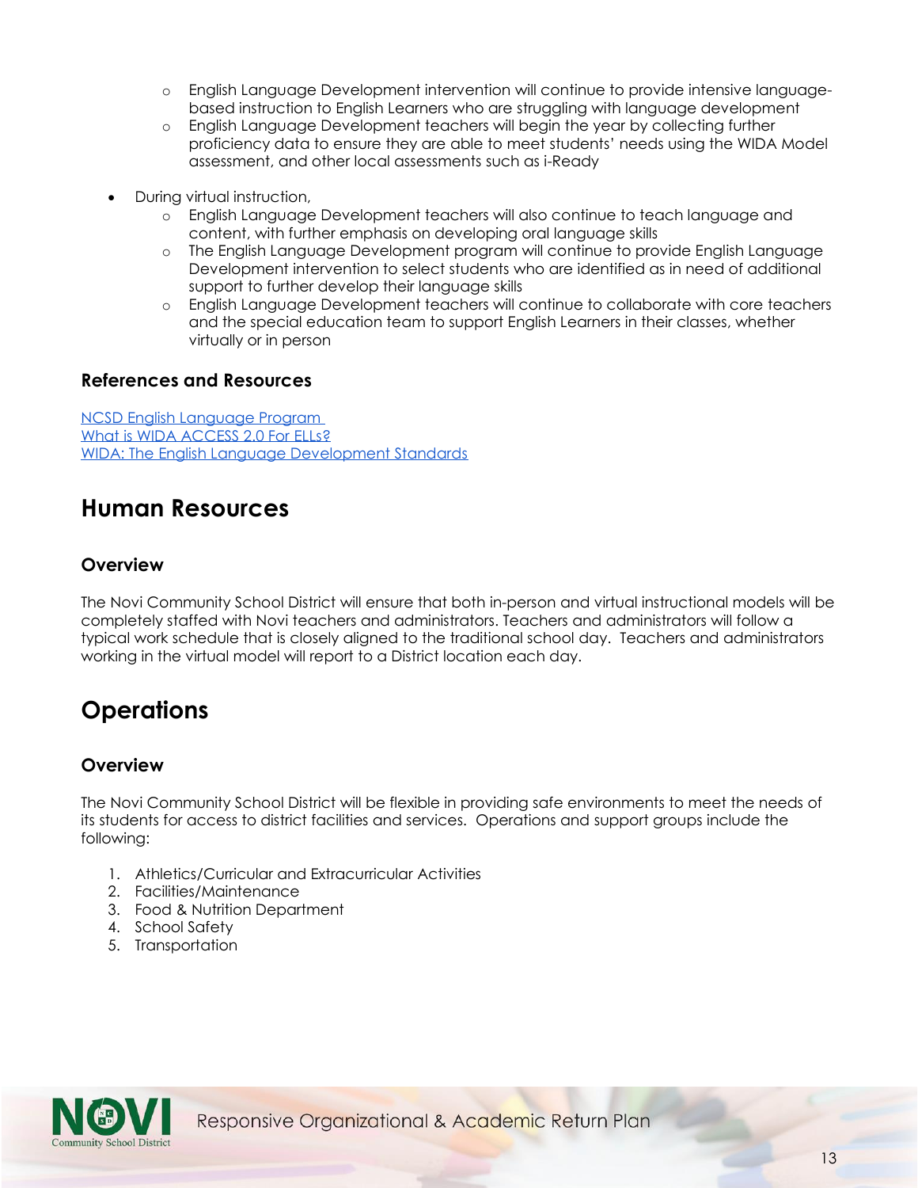- English Language Development intervention will continue to provide intensive language-based instruction to English Learners who are struggling with language development
    - English Language Development teachers will begin the year by collecting further proficiency data to ensure they are able to meet students' needs using the WIDA Model assessment, and other local assessments such as i-Ready

- During virtual instruction,
    - English Language Development teachers will also continue to teach language and content, with further emphasis on developing oral language skills
    - The English Language Development program will continue to provide English Language Development intervention to select students who are identified as in need of additional support to further develop their language skills
    - English Language Development teachers will continue to collaborate with core teachers and the special education team to support English Learners in their classes, whether virtually or in person

### References and Resources

NCSD English Language Program
What is WIDA ACCESS 2.0 For ELLs?
WIDA: The English Language Development Standards

## Human Resources

### Overview

The Novi Community School District will ensure that both in-person and virtual instructional models will be completely staffed with Novi teachers and administrators. Teachers and administrators will follow a typical work schedule that is closely aligned to the traditional school day. Teachers and administrators working in the virtual model will report to a District location each day.

## Operations

### Overview

The Novi Community School District will be flexible in providing safe environments to meet the needs of its students for access to district facilities and services. Operations and support groups include the following:

1. Athletics/Curricular and Extracurricular Activities
2. Facilities/Maintenance
3. Food & Nutrition Department
4. School Safety
5. Transportation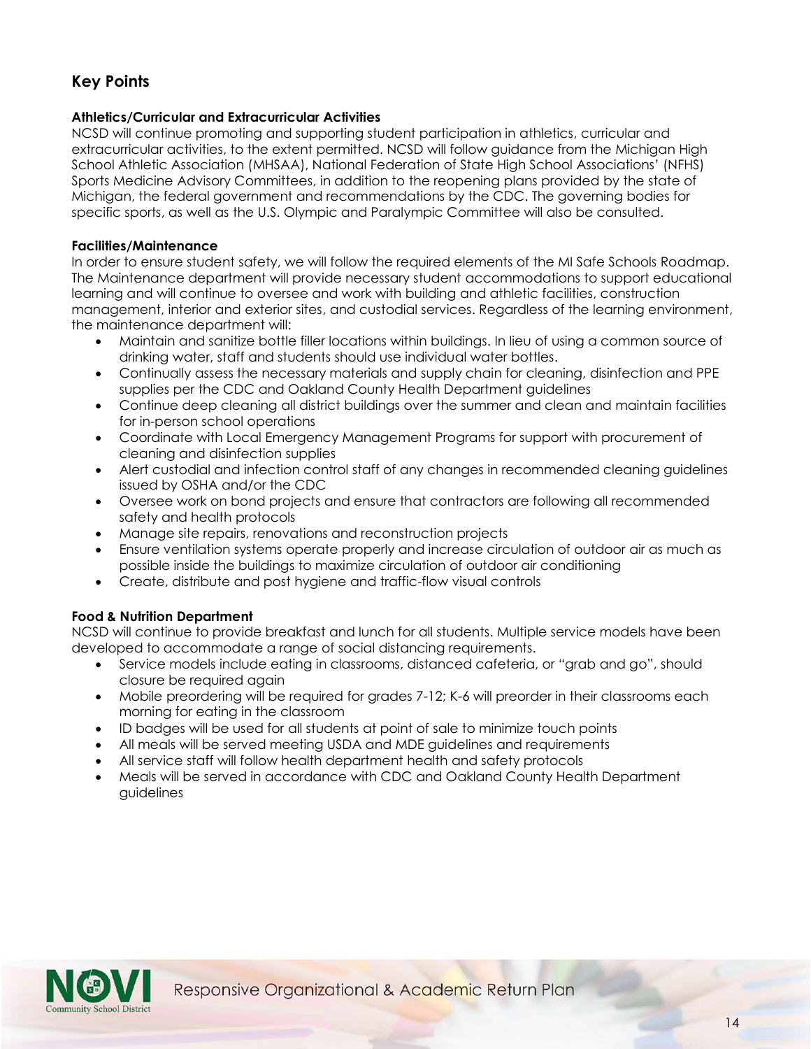## Key Points

**Athletics/Curricular and Extracurricular Activities**

NCSD will continue promoting and supporting student participation in athletics, curricular and extracurricular activities, to the extent permitted. NCSD will follow guidance from the Michigan High School Athletic Association (MHSAA), National Federation of State High School Associations' (NFHS) Sports Medicine Advisory Committees, in addition to the reopening plans provided by the state of Michigan, the federal government and recommendations by the CDC. The governing bodies for specific sports, as well as the U.S. Olympic and Paralympic Committee will also be consulted.

**Facilities/Maintenance**

In order to ensure student safety, we will follow the required elements of the MI Safe Schools Roadmap. The Maintenance department will provide necessary student accommodations to support educational learning and will continue to oversee and work with building and athletic facilities, construction management, interior and exterior sites, and custodial services. Regardless of the learning environment, the maintenance department will:

- Maintain and sanitize bottle filler locations within buildings. In lieu of using a common source of drinking water, staff and students should use individual water bottles.
- Continually assess the necessary materials and supply chain for cleaning, disinfection and PPE supplies per the CDC and Oakland County Health Department guidelines
- Continue deep cleaning all district buildings over the summer and clean and maintain facilities for in-person school operations
- Coordinate with Local Emergency Management Programs for support with procurement of cleaning and disinfection supplies
- Alert custodial and infection control staff of any changes in recommended cleaning guidelines issued by OSHA and/or the CDC
- Oversee work on bond projects and ensure that contractors are following all recommended safety and health protocols
- Manage site repairs, renovations and reconstruction projects
- Ensure ventilation systems operate properly and increase circulation of outdoor air as much as possible inside the buildings to maximize circulation of outdoor air conditioning
- Create, distribute and post hygiene and traffic-flow visual controls

**Food & Nutrition Department**

NCSD will continue to provide breakfast and lunch for all students. Multiple service models have been developed to accommodate a range of social distancing requirements.

- Service models include eating in classrooms, distanced cafeteria, or "grab and go", should closure be required again
- Mobile preordering will be required for grades 7-12; K-6 will preorder in their classrooms each morning for eating in the classroom
- ID badges will be used for all students at point of sale to minimize touch points
- All meals will be served meeting USDA and MDE guidelines and requirements
- All service staff will follow health department health and safety protocols
- Meals will be served in accordance with CDC and Oakland County Health Department guidelines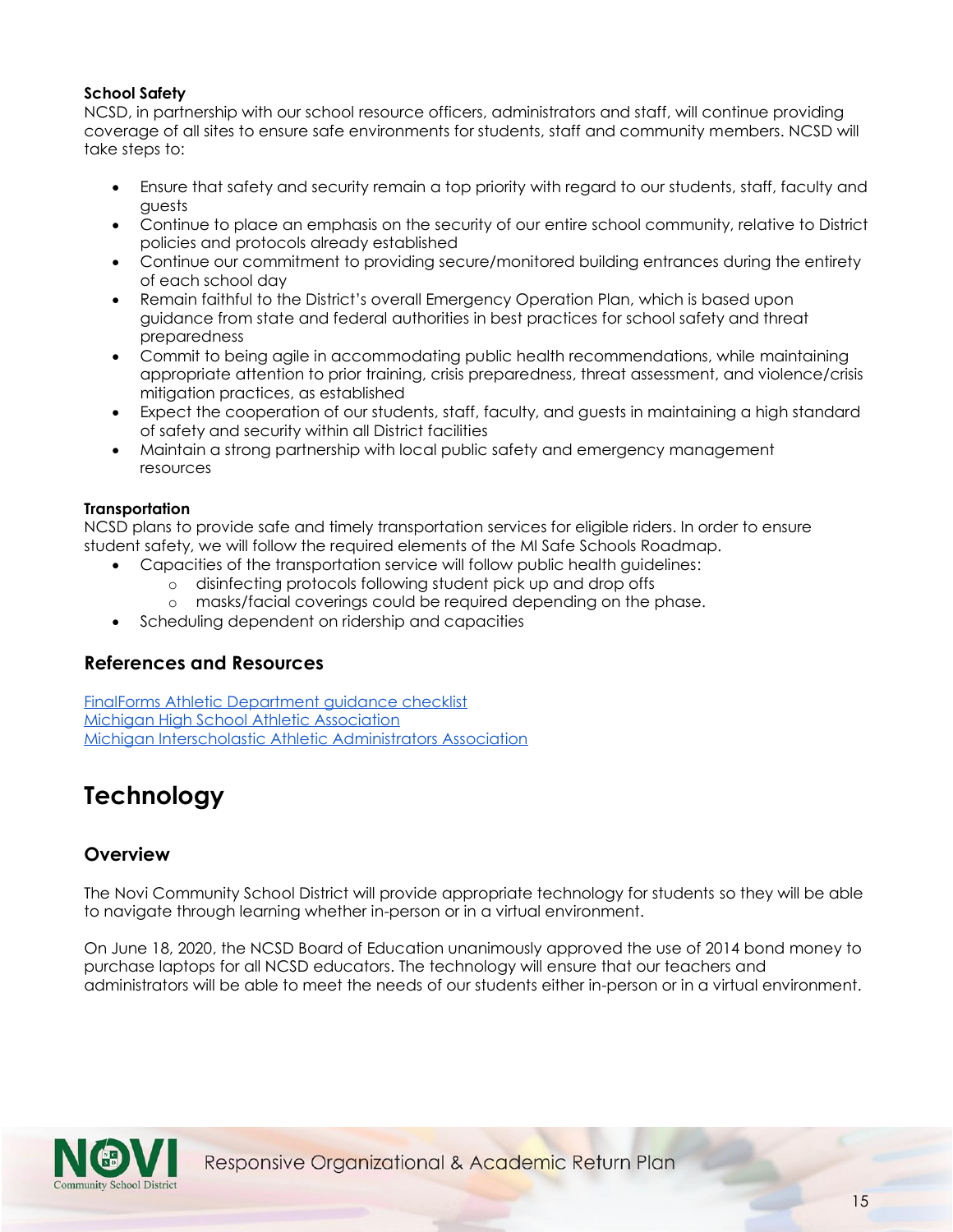**School Safety**

NCSD, in partnership with our school resource officers, administrators and staff, will continue providing coverage of all sites to ensure safe environments for students, staff and community members. NCSD will take steps to:

- Ensure that safety and security remain a top priority with regard to our students, staff, faculty and guests
- Continue to place an emphasis on the security of our entire school community, relative to District policies and protocols already established
- Continue our commitment to providing secure/monitored building entrances during the entirety of each school day
- Remain faithful to the District's overall Emergency Operation Plan, which is based upon guidance from state and federal authorities in best practices for school safety and threat preparedness
- Commit to being agile in accommodating public health recommendations, while maintaining appropriate attention to prior training, crisis preparedness, threat assessment, and violence/crisis mitigation practices, as established
- Expect the cooperation of our students, staff, faculty, and guests in maintaining a high standard of safety and security within all District facilities
- Maintain a strong partnership with local public safety and emergency management resources

**Transportation**

NCSD plans to provide safe and timely transportation services for eligible riders. In order to ensure student safety, we will follow the required elements of the MI Safe Schools Roadmap.

- Capacities of the transportation service will follow public health guidelines:
  - disinfecting protocols following student pick up and drop offs
  - masks/facial coverings could be required depending on the phase.
- Scheduling dependent on ridership and capacities

### References and Resources

FinalForms Athletic Department guidance checklist
Michigan High School Athletic Association
Michigan Interscholastic Athletic Administrators Association

## Technology

### Overview

The Novi Community School District will provide appropriate technology for students so they will be able to navigate through learning whether in-person or in a virtual environment.

On June 18, 2020, the NCSD Board of Education unanimously approved the use of 2014 bond money to purchase laptops for all NCSD educators. The technology will ensure that our teachers and administrators will be able to meet the needs of our students either in-person or in a virtual environment.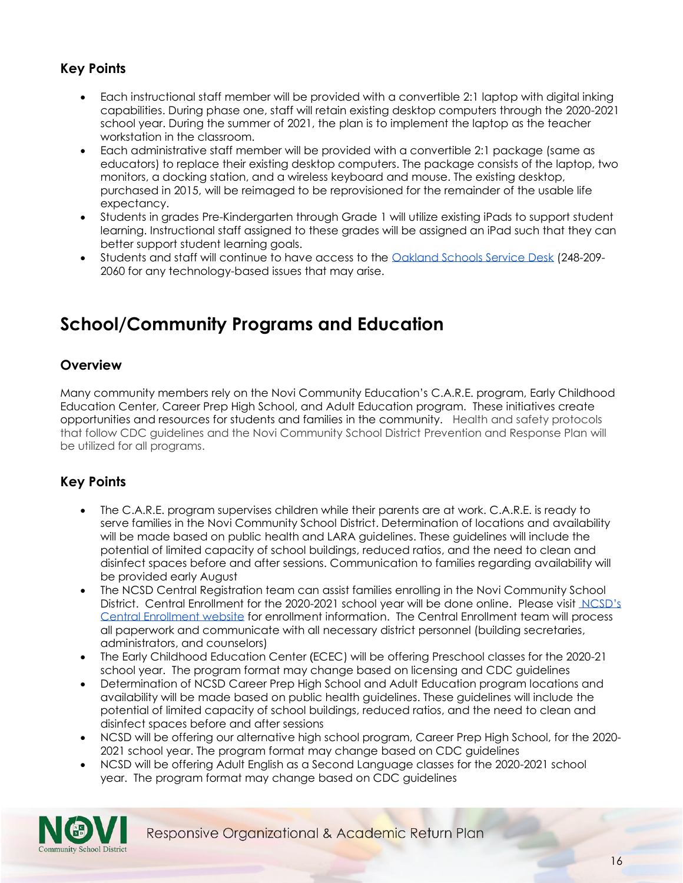### Key Points

- Each instructional staff member will be provided with a convertible 2:1 laptop with digital inking capabilities. During phase one, staff will retain existing desktop computers through the 2020-2021 school year. During the summer of 2021, the plan is to implement the laptop as the teacher workstation in the classroom.
- Each administrative staff member will be provided with a convertible 2:1 package (same as educators) to replace their existing desktop computers. The package consists of the laptop, two monitors, a docking station, and a wireless keyboard and mouse. The existing desktop, purchased in 2015, will be reimaged to be reprovisioned for the remainder of the usable life expectancy.
- Students in grades Pre-Kindergarten through Grade 1 will utilize existing iPads to support student learning. Instructional staff assigned to these grades will be assigned an iPad such that they can better support student learning goals.
- Students and staff will continue to have access to the Oakland Schools Service Desk (248-209-2060 for any technology-based issues that may arise.

## School/Community Programs and Education

### Overview

Many community members rely on the Novi Community Education's C.A.R.E. program, Early Childhood Education Center, Career Prep High School, and Adult Education program. These initiatives create opportunities and resources for students and families in the community. Health and safety protocols that follow CDC guidelines and the Novi Community School District Prevention and Response Plan will be utilized for all programs.

### Key Points

- The C.A.R.E. program supervises children while their parents are at work. C.A.R.E. is ready to serve families in the Novi Community School District. Determination of locations and availability will be made based on public health and LARA guidelines. These guidelines will include the potential of limited capacity of school buildings, reduced ratios, and the need to clean and disinfect spaces before and after sessions. Communication to families regarding availability will be provided early August
- The NCSD Central Registration team can assist families enrolling in the Novi Community School District. Central Enrollment for the 2020-2021 school year will be done online. Please visit NCSD's Central Enrollment website for enrollment information. The Central Enrollment team will process all paperwork and communicate with all necessary district personnel (building secretaries, administrators, and counselors)
- The Early Childhood Education Center (ECEC) will be offering Preschool classes for the 2020-21 school year. The program format may change based on licensing and CDC guidelines
- Determination of NCSD Career Prep High School and Adult Education program locations and availability will be made based on public health guidelines. These guidelines will include the potential of limited capacity of school buildings, reduced ratios, and the need to clean and disinfect spaces before and after sessions
- NCSD will be offering our alternative high school program, Career Prep High School, for the 2020-2021 school year. The program format may change based on CDC guidelines
- NCSD will be offering Adult English as a Second Language classes for the 2020-2021 school year. The program format may change based on CDC guidelines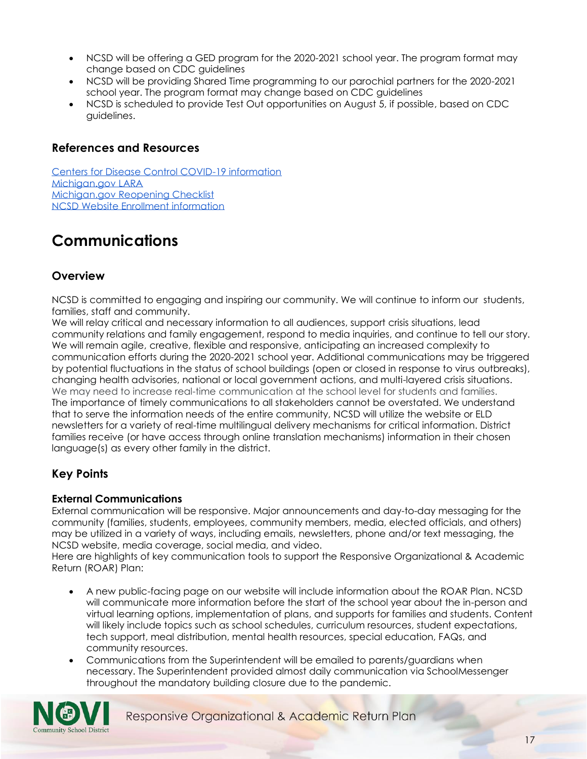- NCSD will be offering a GED program for the 2020-2021 school year. The program format may change based on CDC guidelines
- NCSD will be providing Shared Time programming to our parochial partners for the 2020-2021 school year. The program format may change based on CDC guidelines
- NCSD is scheduled to provide Test Out opportunities on August 5, if possible, based on CDC guidelines.

### References and Resources

Centers for Disease Control COVID-19 information
Michigan.gov LARA
Michigan.gov Reopening Checklist
NCSD Website Enrollment information

## Communications

### Overview

NCSD is committed to engaging and inspiring our community. We will continue to inform our students, families, staff and community.
We will relay critical and necessary information to all audiences, support crisis situations, lead community relations and family engagement, respond to media inquiries, and continue to tell our story. We will remain agile, creative, flexible and responsive, anticipating an increased complexity to communication efforts during the 2020-2021 school year. Additional communications may be triggered by potential fluctuations in the status of school buildings (open or closed in response to virus outbreaks), changing health advisories, national or local government actions, and multi-layered crisis situations. We may need to increase real-time communication at the school level for students and families. The importance of timely communications to all stakeholders cannot be overstated. We understand that to serve the information needs of the entire community, NCSD will utilize the website or ELD newsletters for a variety of real-time multilingual delivery mechanisms for critical information. District families receive (or have access through online translation mechanisms) information in their chosen language(s) as every other family in the district.

### Key Points

**External Communications**
External communication will be responsive. Major announcements and day-to-day messaging for the community (families, students, employees, community members, media, elected officials, and others) may be utilized in a variety of ways, including emails, newsletters, phone and/or text messaging, the NCSD website, media coverage, social media, and video.
Here are highlights of key communication tools to support the Responsive Organizational & Academic Return (ROAR) Plan:

- A new public-facing page on our website will include information about the ROAR Plan. NCSD will communicate more information before the start of the school year about the in-person and virtual learning options, implementation of plans, and supports for families and students. Content will likely include topics such as school schedules, curriculum resources, student expectations, tech support, meal distribution, mental health resources, special education, FAQs, and community resources.
- Communications from the Superintendent will be emailed to parents/guardians when necessary. The Superintendent provided almost daily communication via SchoolMessenger throughout the mandatory building closure due to the pandemic.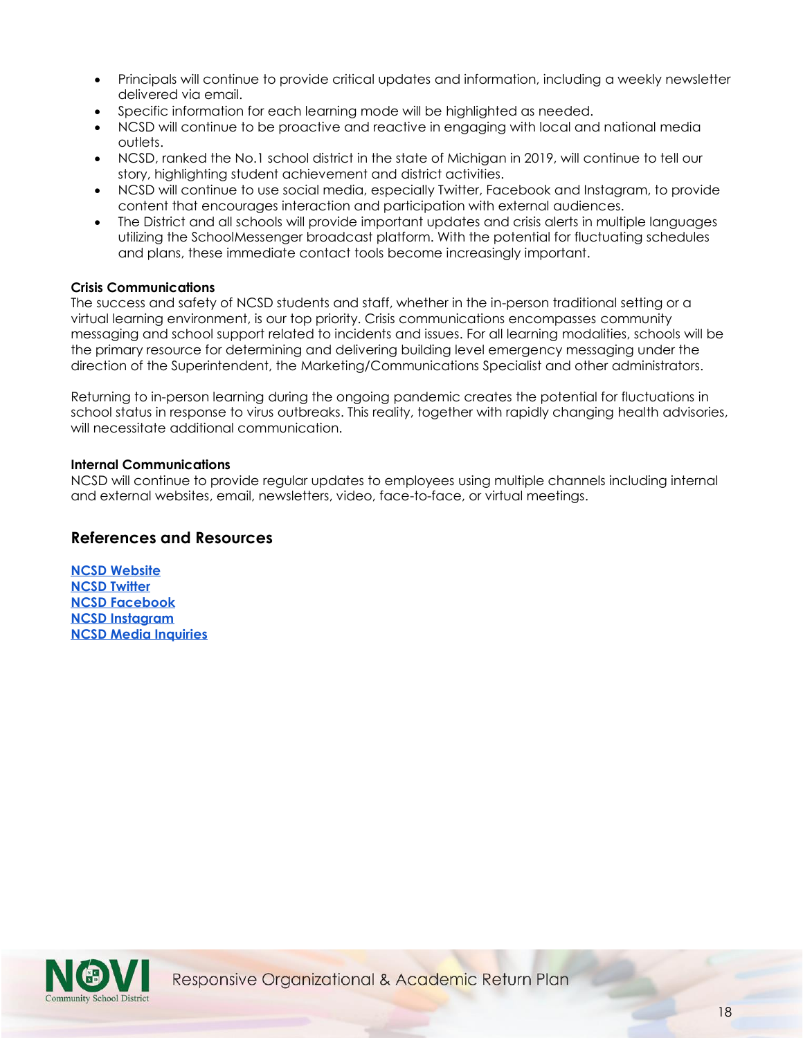- Principals will continue to provide critical updates and information, including a weekly newsletter delivered via email.
- Specific information for each learning mode will be highlighted as needed.
- NCSD will continue to be proactive and reactive in engaging with local and national media outlets.
- NCSD, ranked the No.1 school district in the state of Michigan in 2019, will continue to tell our story, highlighting student achievement and district activities.
- NCSD will continue to use social media, especially Twitter, Facebook and Instagram, to provide content that encourages interaction and participation with external audiences.
- The District and all schools will provide important updates and crisis alerts in multiple languages utilizing the SchoolMessenger broadcast platform. With the potential for fluctuating schedules and plans, these immediate contact tools become increasingly important.

**Crisis Communications**
The success and safety of NCSD students and staff, whether in the in-person traditional setting or a virtual learning environment, is our top priority. Crisis communications encompasses community messaging and school support related to incidents and issues. For all learning modalities, schools will be the primary resource for determining and delivering building level emergency messaging under the direction of the Superintendent, the Marketing/Communications Specialist and other administrators.

Returning to in-person learning during the ongoing pandemic creates the potential for fluctuations in school status in response to virus outbreaks. This reality, together with rapidly changing health advisories, will necessitate additional communication.

**Internal Communications**
NCSD will continue to provide regular updates to employees using multiple channels including internal and external websites, email, newsletters, video, face-to-face, or virtual meetings.

## References and Resources

**NCSD Website**
**NCSD Twitter**
**NCSD Facebook**
**NCSD Instagram**
**NCSD Media Inquiries**